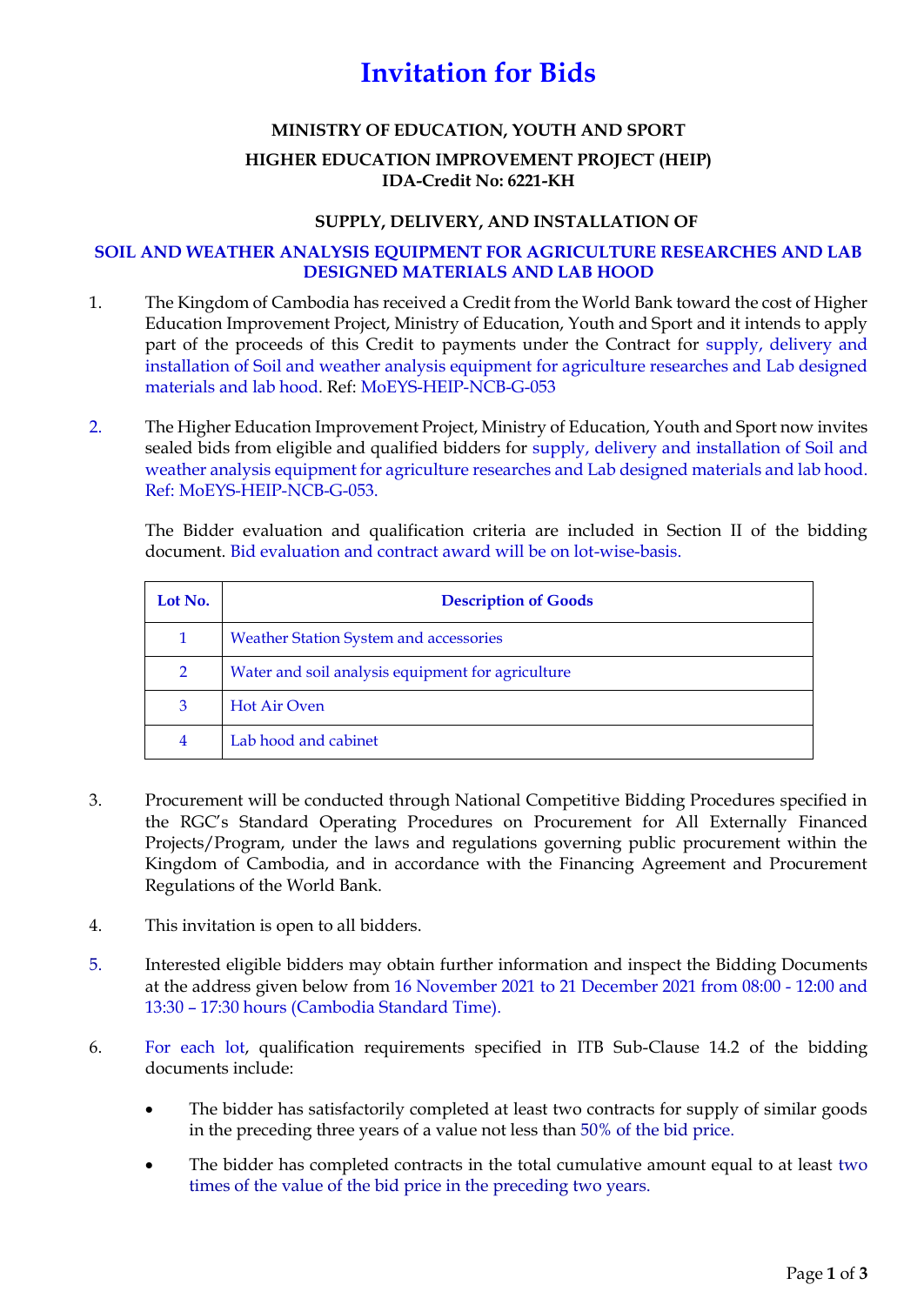# Invitation for Bids

**MINISTRY OF EDUCATION, YOUTH AND SPORT**

**HIGHER EDUCATION IMPROVEMENT PROJECT (HEIP)**
**IDA-Credit No: 6221-KH**

**SUPPLY, DELIVERY, AND INSTALLATION OF**

**SOIL AND WEATHER ANALYSIS EQUIPMENT FOR AGRICULTURE RESEARCHES AND LAB DESIGNED MATERIALS AND LAB HOOD**

1. The Kingdom of Cambodia has received a Credit from the World Bank toward the cost of Higher Education Improvement Project, Ministry of Education, Youth and Sport and it intends to apply part of the proceeds of this Credit to payments under the Contract for supply, delivery and installation of Soil and weather analysis equipment for agriculture researches and Lab designed materials and lab hood. Ref: MoEYS-HEIP-NCB-G-053

2. The Higher Education Improvement Project, Ministry of Education, Youth and Sport now invites sealed bids from eligible and qualified bidders for supply, delivery and installation of Soil and weather analysis equipment for agriculture researches and Lab designed materials and lab hood. Ref: MoEYS-HEIP-NCB-G-053.

   The Bidder evaluation and qualification criteria are included in Section II of the bidding document. Bid evaluation and contract award will be on lot-wise-basis.

| Lot No. | Description of Goods |
|---|---|
| 1 | Weather Station System and accessories |
| 2 | Water and soil analysis equipment for agriculture |
| 3 | Hot Air Oven |
| 4 | Lab hood and cabinet |

3. Procurement will be conducted through National Competitive Bidding Procedures specified in the RGC's Standard Operating Procedures on Procurement for All Externally Financed Projects/Program, under the laws and regulations governing public procurement within the Kingdom of Cambodia, and in accordance with the Financing Agreement and Procurement Regulations of the World Bank.

4. This invitation is open to all bidders.

5. Interested eligible bidders may obtain further information and inspect the Bidding Documents at the address given below from 16 November 2021 to 21 December 2021 from 08:00 - 12:00 and 13:30 – 17:30 hours (Cambodia Standard Time).

6. For each lot, qualification requirements specified in ITB Sub-Clause 14.2 of the bidding documents include:

   - The bidder has satisfactorily completed at least two contracts for supply of similar goods in the preceding three years of a value not less than 50% of the bid price.
   - The bidder has completed contracts in the total cumulative amount equal to at least two times of the value of the bid price in the preceding two years.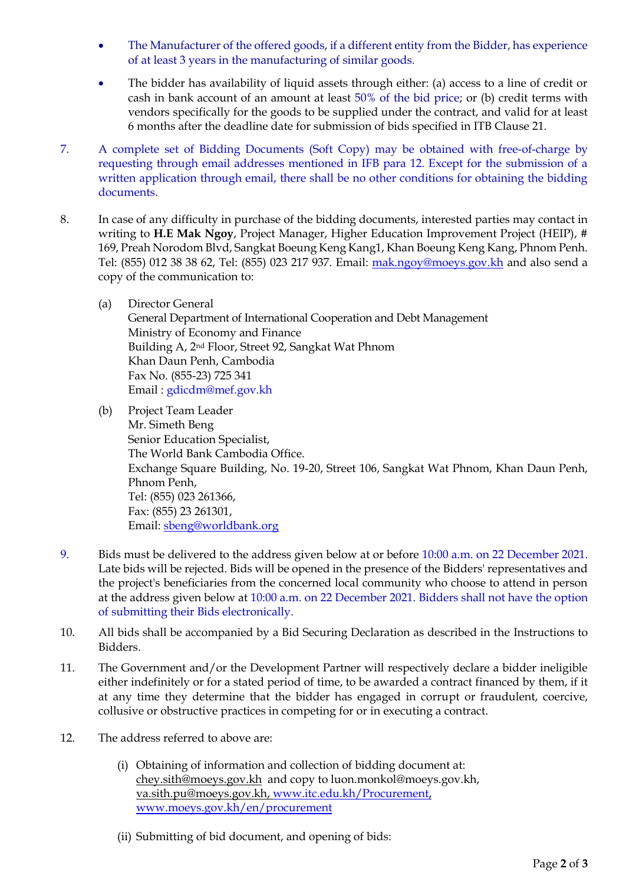- The Manufacturer of the offered goods, if a different entity from the Bidder, has experience of at least 3 years in the manufacturing of similar goods.
- The bidder has availability of liquid assets through either: (a) access to a line of credit or cash in bank account of an amount at least 50% of the bid price; or (b) credit terms with vendors specifically for the goods to be supplied under the contract, and valid for at least 6 months after the deadline date for submission of bids specified in ITB Clause 21.

7. A complete set of Bidding Documents (Soft Copy) may be obtained with free-of-charge by requesting through email addresses mentioned in IFB para 12. Except for the submission of a written application through email, there shall be no other conditions for obtaining the bidding documents.

8. In case of any difficulty in purchase of the bidding documents, interested parties may contact in writing to **H.E Mak Ngoy**, Project Manager, Higher Education Improvement Project (HEIP), # 169, Preah Norodom Blvd, Sangkat Boeung Keng Kang1, Khan Boeung Keng Kang, Phnom Penh. Tel: (855) 012 38 38 62, Tel: (855) 023 217 937. Email: mak.ngoy@moeys.gov.kh and also send a copy of the communication to:

   (a) Director General
   General Department of International Cooperation and Debt Management
   Ministry of Economy and Finance
   Building A, 2nd Floor, Street 92, Sangkat Wat Phnom
   Khan Daun Penh, Cambodia
   Fax No. (855-23) 725 341
   Email : gdicdm@mef.gov.kh

   (b) Project Team Leader
   Mr. Simeth Beng
   Senior Education Specialist,
   The World Bank Cambodia Office.
   Exchange Square Building, No. 19-20, Street 106, Sangkat Wat Phnom, Khan Daun Penh, Phnom Penh,
   Tel: (855) 023 261366,
   Fax: (855) 23 261301,
   Email: sbeng@worldbank.org

9. Bids must be delivered to the address given below at or before 10:00 a.m. on 22 December 2021. Late bids will be rejected. Bids will be opened in the presence of the Bidders' representatives and the project's beneficiaries from the concerned local community who choose to attend in person at the address given below at 10:00 a.m. on 22 December 2021. Bidders shall not have the option of submitting their Bids electronically.

10. All bids shall be accompanied by a Bid Securing Declaration as described in the Instructions to Bidders.

11. The Government and/or the Development Partner will respectively declare a bidder ineligible either indefinitely or for a stated period of time, to be awarded a contract financed by them, if it at any time they determine that the bidder has engaged in corrupt or fraudulent, coercive, collusive or obstructive practices in competing for or in executing a contract.

12. The address referred to above are:

   (i) Obtaining of information and collection of bidding document at: chey.sith@moeys.gov.kh and copy to luon.monkol@moeys.gov.kh, va.sith.pu@moeys.gov.kh, www.itc.edu.kh/Procurement, www.moeys.gov.kh/en/procurement

   (ii) Submitting of bid document, and opening of bids: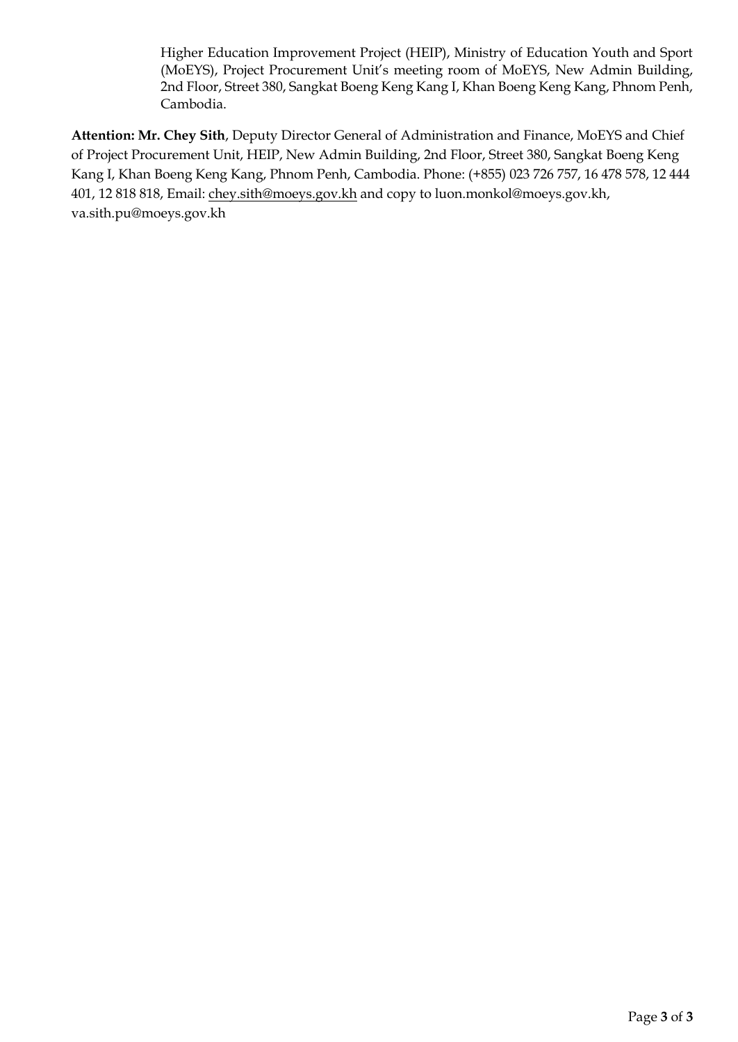Higher Education Improvement Project (HEIP), Ministry of Education Youth and Sport (MoEYS), Project Procurement Unit's meeting room of MoEYS, New Admin Building, 2nd Floor, Street 380, Sangkat Boeng Keng Kang I, Khan Boeng Keng Kang, Phnom Penh, Cambodia.

**Attention: Mr. Chey Sith**, Deputy Director General of Administration and Finance, MoEYS and Chief of Project Procurement Unit, HEIP, New Admin Building, 2nd Floor, Street 380, Sangkat Boeng Keng Kang I, Khan Boeng Keng Kang, Phnom Penh, Cambodia. Phone: (+855) 023 726 757, 16 478 578, 12 444 401, 12 818 818, Email: chey.sith@moeys.gov.kh and copy to luon.monkol@moeys.gov.kh, va.sith.pu@moeys.gov.kh